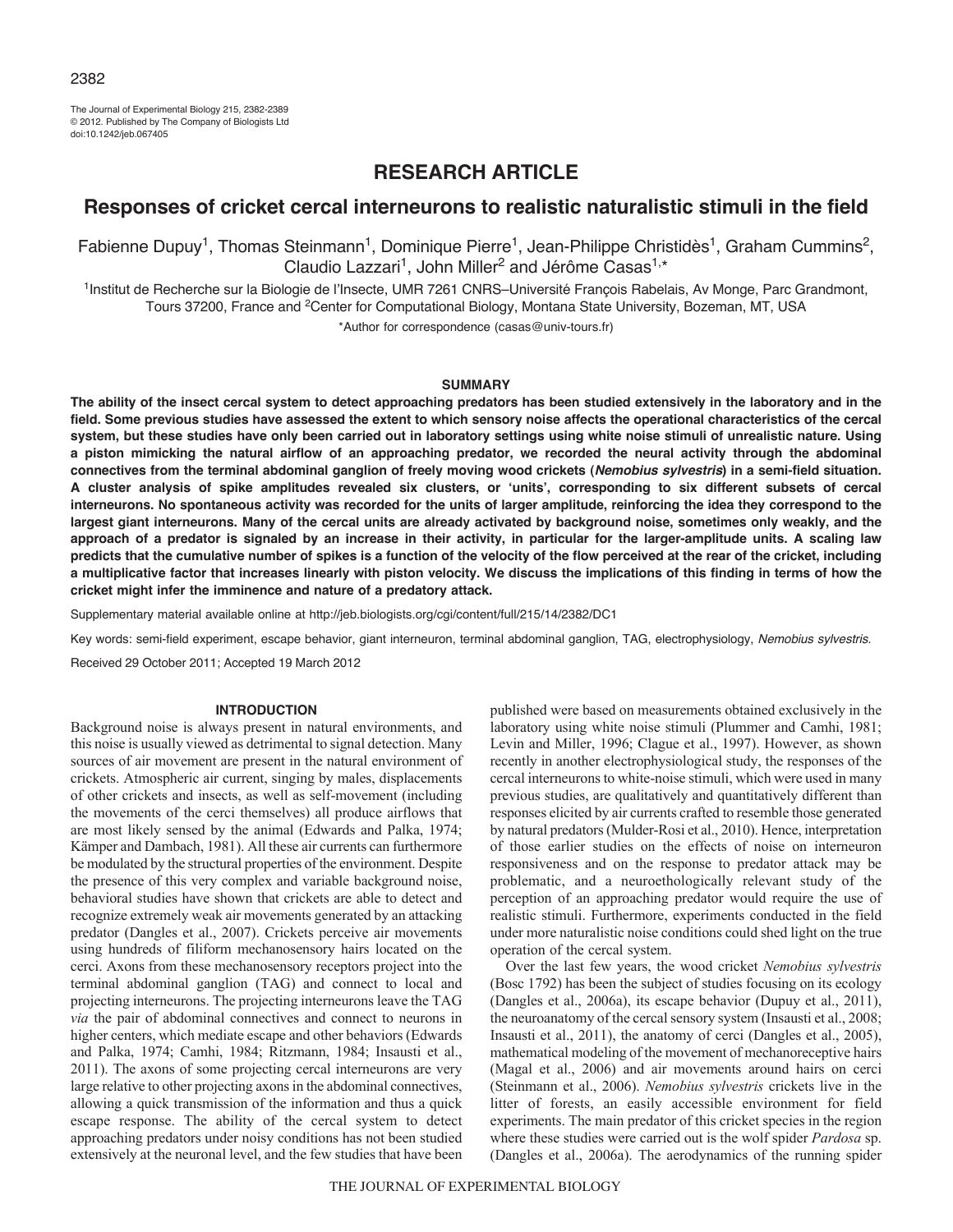RESEARCH ARTICLE

# Responses of cricket cercal interneurons to realistic naturalistic stimuli in the field

Fabienne Dupuy[1], Thomas Steinmann[1], Dominique Pierre[1], Jean-Philippe Christidès[1], Graham Cummins[2], Claudio Lazzari[1], John Miller[2] and Jérôme Casas[1,*]

[1]Institut de Recherche sur la Biologie de l'Insecte, UMR 7261 CNRS–Université François Rabelais, Av Monge, Parc Grandmont, Tours 37200, France and [2]Center for Computational Biology, Montana State University, Bozeman, MT, USA

*Author for correspondence (casas@univ-tours.fr)

## SUMMARY

**The ability of the insect cercal system to detect approaching predators has been studied extensively in the laboratory and in the field. Some previous studies have assessed the extent to which sensory noise affects the operational characteristics of the cercal system, but these studies have only been carried out in laboratory settings using white noise stimuli of unrealistic nature. Using a piston mimicking the natural airflow of an approaching predator, we recorded the neural activity through the abdominal connectives from the terminal abdominal ganglion of freely moving wood crickets (*Nemobius sylvestris*) in a semi-field situation. A cluster analysis of spike amplitudes revealed six clusters, or 'units', corresponding to six different subsets of cercal interneurons. No spontaneous activity was recorded for the units of larger amplitude, reinforcing the idea they correspond to the largest giant interneurons. Many of the cercal units are already activated by background noise, sometimes only weakly, and the approach of a predator is signaled by an increase in their activity, in particular for the larger-amplitude units. A scaling law predicts that the cumulative number of spikes is a function of the velocity of the flow perceived at the rear of the cricket, including a multiplicative factor that increases linearly with piston velocity. We discuss the implications of this finding in terms of how the cricket might infer the imminence and nature of a predatory attack.**

Supplementary material available online at http://jeb.biologists.org/cgi/content/full/215/14/2382/DC1

Key words: semi-field experiment, escape behavior, giant interneuron, terminal abdominal ganglion, TAG, electrophysiology, *Nemobius sylvestris*.

Received 29 October 2011; Accepted 19 March 2012

## INTRODUCTION

Background noise is always present in natural environments, and this noise is usually viewed as detrimental to signal detection. Many sources of air movement are present in the natural environment of crickets. Atmospheric air current, singing by males, displacements of other crickets and insects, as well as self-movement (including the movements of the cerci themselves) all produce airflows that are most likely sensed by the animal (Edwards and Palka, 1974; Kämper and Dambach, 1981). All these air currents can furthermore be modulated by the structural properties of the environment. Despite the presence of this very complex and variable background noise, behavioral studies have shown that crickets are able to detect and recognize extremely weak air movements generated by an attacking predator (Dangles et al., 2007). Crickets perceive air movements using hundreds of filiform mechanosensory hairs located on the cerci. Axons from these mechanosensory receptors project into the terminal abdominal ganglion (TAG) and connect to local and projecting interneurons. The projecting interneurons leave the TAG *via* the pair of abdominal connectives and connect to neurons in higher centers, which mediate escape and other behaviors (Edwards and Palka, 1974; Camhi, 1984; Ritzmann, 1984; Insausti et al., 2011). The axons of some projecting cercal interneurons are very large relative to other projecting axons in the abdominal connectives, allowing a quick transmission of the information and thus a quick escape response. The ability of the cercal system to detect approaching predators under noisy conditions has not been studied extensively at the neuronal level, and the few studies that have been published were based on measurements obtained exclusively in the laboratory using white noise stimuli (Plummer and Camhi, 1981; Levin and Miller, 1996; Clague et al., 1997). However, as shown recently in another electrophysiological study, the responses of the cercal interneurons to white-noise stimuli, which were used in many previous studies, are qualitatively and quantitatively different than responses elicited by air currents crafted to resemble those generated by natural predators (Mulder-Rosi et al., 2010). Hence, interpretation of those earlier studies on the effects of noise on interneuron responsiveness and on the response to predator attack may be problematic, and a neuroethologically relevant study of the perception of an approaching predator would require the use of realistic stimuli. Furthermore, experiments conducted in the field under more naturalistic noise conditions could shed light on the true operation of the cercal system.

Over the last few years, the wood cricket *Nemobius sylvestris* (Bosc 1792) has been the subject of studies focusing on its ecology (Dangles et al., 2006a), its escape behavior (Dupuy et al., 2011), the neuroanatomy of the cercal sensory system (Insausti et al., 2008; Insausti et al., 2011), the anatomy of cerci (Dangles et al., 2005), mathematical modeling of the movement of mechanoreceptive hairs (Magal et al., 2006) and air movements around hairs on cerci (Steinmann et al., 2006). *Nemobius sylvestris* crickets live in the litter of forests, an easily accessible environment for field experiments. The main predator of this cricket species in the region where these studies were carried out is the wolf spider *Pardosa* sp. (Dangles et al., 2006a). The aerodynamics of the running spider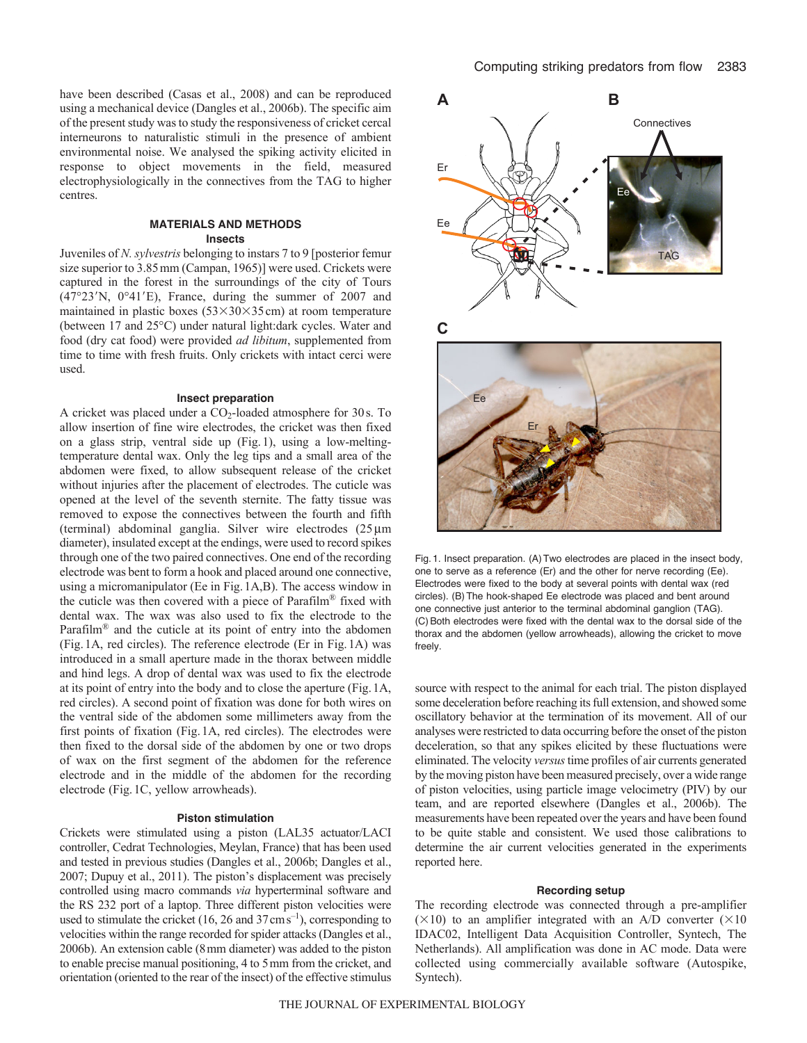have been described (Casas et al., 2008) and can be reproduced using a mechanical device (Dangles et al., 2006b). The specific aim of the present study was to study the responsiveness of cricket cercal interneurons to naturalistic stimuli in the presence of ambient environmental noise. We analysed the spiking activity elicited in response to object movements in the field, measured electrophysiologically in the connectives from the TAG to higher centres.

## MATERIALS AND METHODS

### Insects

Juveniles of *N. sylvestris* belonging to instars 7 to 9 [posterior femur size superior to 3.85 mm (Campan, 1965)] were used. Crickets were captured in the forest in the surroundings of the city of Tours (47°23′N, 0°41′E), France, during the summer of 2007 and maintained in plastic boxes (53×30×35 cm) at room temperature (between 17 and 25°C) under natural light:dark cycles. Water and food (dry cat food) were provided *ad libitum*, supplemented from time to time with fresh fruits. Only crickets with intact cerci were used.

### Insect preparation

A cricket was placed under a $CO_2$-loaded atmosphere for 30 s. To allow insertion of fine wire electrodes, the cricket was then fixed on a glass strip, ventral side up (Fig. 1), using a low-melting-temperature dental wax. Only the leg tips and a small area of the abdomen were fixed, to allow subsequent release of the cricket without injuries after the placement of electrodes. The cuticle was opened at the level of the seventh sternite. The fatty tissue was removed to expose the connectives between the fourth and fifth (terminal) abdominal ganglia. Silver wire electrodes (25 μm diameter), insulated except at the endings, were used to record spikes through one of the two paired connectives. One end of the recording electrode was bent to form a hook and placed around one connective, using a micromanipulator (Ee in Fig. 1A,B). The access window in the cuticle was then covered with a piece of Parafilm® fixed with dental wax. The wax was also used to fix the electrode to the Parafilm® and the cuticle at its point of entry into the abdomen (Fig. 1A, red circles). The reference electrode (Er in Fig. 1A) was introduced in a small aperture made in the thorax between middle and hind legs. A drop of dental wax was used to fix the electrode at its point of entry into the body and to close the aperture (Fig. 1A, red circles). A second point of fixation was done for both wires on the ventral side of the abdomen some millimeters away from the first points of fixation (Fig. 1A, red circles). The electrodes were then fixed to the dorsal side of the abdomen by one or two drops of wax on the first segment of the abdomen for the reference electrode and in the middle of the abdomen for the recording electrode (Fig. 1C, yellow arrowheads).

### Piston stimulation

Crickets were stimulated using a piston (LAL35 actuator/LACI controller, Cedrat Technologies, Meylan, France) that has been used and tested in previous studies (Dangles et al., 2006b; Dangles et al., 2007; Dupuy et al., 2011). The piston's displacement was precisely controlled using macro commands *via* hyperterminal software and the RS 232 port of a laptop. Three different piston velocities were used to stimulate the cricket (16, 26 and 37 cm s$^{-1}$), corresponding to velocities within the range recorded for spider attacks (Dangles et al., 2006b). An extension cable (8 mm diameter) was added to the piston to enable precise manual positioning, 4 to 5 mm from the cricket, and orientation (oriented to the rear of the insect) of the effective stimulus source with respect to the animal for each trial. The piston displayed some deceleration before reaching its full extension, and showed some oscillatory behavior at the termination of its movement. All of our analyses were restricted to data occurring before the onset of the piston deceleration, so that any spikes elicited by these fluctuations were eliminated. The velocity *versus* time profiles of air currents generated by the moving piston have been measured precisely, over a wide range of piston velocities, using particle image velocimetry (PIV) by our team, and are reported elsewhere (Dangles et al., 2006b). The measurements have been repeated over the years and have been found to be quite stable and consistent. We used those calibrations to determine the air current velocities generated in the experiments reported here.

Fig. 1. Insect preparation. (A) Two electrodes are placed in the insect body, one to serve as a reference (Er) and the other for nerve recording (Ee). Electrodes were fixed to the body at several points with dental wax (red circles). (B) The hook-shaped Ee electrode was placed and bent around one connective just anterior to the terminal abdominal ganglion (TAG). (C) Both electrodes were fixed with the dental wax to the dorsal side of the thorax and the abdomen (yellow arrowheads), allowing the cricket to move freely.

### Recording setup

The recording electrode was connected through a pre-amplifier (×10) to an amplifier integrated with an A/D converter (×10 IDAC02, Intelligent Data Acquisition Controller, Syntech, The Netherlands). All amplification was done in AC mode. Data were collected using commercially available software (Autospike, Syntech).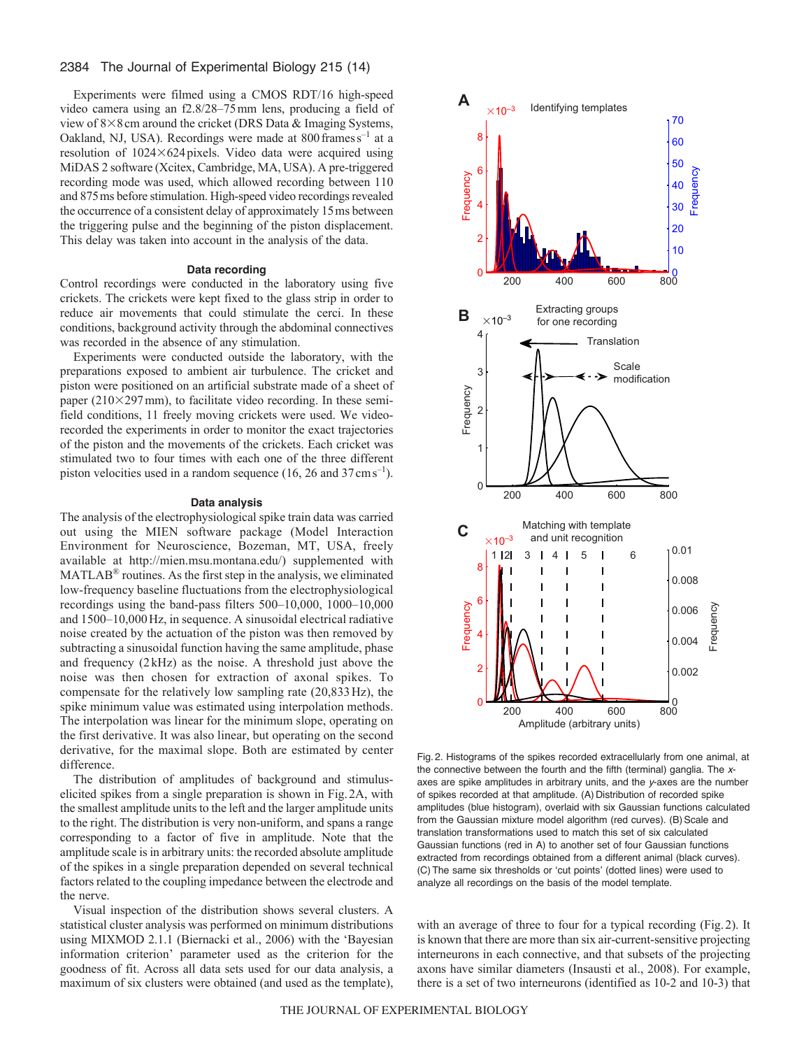Experiments were filmed using a CMOS RDT/16 high-speed video camera using an f2.8/28–75 mm lens, producing a field of view of 8×8 cm around the cricket (DRS Data & Imaging Systems, Oakland, NJ, USA). Recordings were made at 800 frames $s^{-1}$ at a resolution of 1024×624 pixels. Video data were acquired using MiDAS 2 software (Xcitex, Cambridge, MA, USA). A pre-triggered recording mode was used, which allowed recording between 110 and 875 ms before stimulation. High-speed video recordings revealed the occurrence of a consistent delay of approximately 15 ms between the triggering pulse and the beginning of the piston displacement. This delay was taken into account in the analysis of the data.

### Data recording

Control recordings were conducted in the laboratory using five crickets. The crickets were kept fixed to the glass strip in order to reduce air movements that could stimulate the cerci. In these conditions, background activity through the abdominal connectives was recorded in the absence of any stimulation.

Experiments were conducted outside the laboratory, with the preparations exposed to ambient air turbulence. The cricket and piston were positioned on an artificial substrate made of a sheet of paper (210×297 mm), to facilitate video recording. In these semi-field conditions, 11 freely moving crickets were used. We video-recorded the experiments in order to monitor the exact trajectories of the piston and the movements of the crickets. Each cricket was stimulated two to four times with each one of the three different piston velocities used in a random sequence (16, 26 and 37 cm $s^{-1}$).

### Data analysis

The analysis of the electrophysiological spike train data was carried out using the MIEN software package (Model Interaction Environment for Neuroscience, Bozeman, MT, USA, freely available at http://mien.msu.montana.edu/) supplemented with MATLAB® routines. As the first step in the analysis, we eliminated low-frequency baseline fluctuations from the electrophysiological recordings using the band-pass filters 500–10,000, 1000–10,000 and 1500–10,000 Hz, in sequence. A sinusoidal electrical radiative noise created by the actuation of the piston was then removed by subtracting a sinusoidal function having the same amplitude, phase and frequency (2 kHz) as the noise. A threshold just above the noise was then chosen for extraction of axonal spikes. To compensate for the relatively low sampling rate (20,833 Hz), the spike minimum value was estimated using interpolation methods. The interpolation was linear for the minimum slope, operating on the first derivative. It was also linear, but operating on the second derivative, for the maximal slope. Both are estimated by center difference.

The distribution of amplitudes of background and stimulus-elicited spikes from a single preparation is shown in Fig. 2A, with the smallest amplitude units to the left and the larger amplitude units to the right. The distribution is very non-uniform, and spans a range corresponding to a factor of five in amplitude. Note that the amplitude scale is in arbitrary units: the recorded absolute amplitude of the spikes in a single preparation depended on several technical factors related to the coupling impedance between the electrode and the nerve.

Visual inspection of the distribution shows several clusters. A statistical cluster analysis was performed on minimum distributions using MIXMOD 2.1.1 (Biernacki et al., 2006) with the 'Bayesian information criterion' parameter used as the criterion for the goodness of fit. Across all data sets used for our data analysis, a maximum of six clusters were obtained (and used as the template), with an average of three to four for a typical recording (Fig. 2). It is known that there are more than six air-current-sensitive projecting interneurons in each connective, and that subsets of the projecting axons have similar diameters (Insausti et al., 2008). For example, there is a set of two interneurons (identified as 10-2 and 10-3) that

Fig. 2. Histograms of the spikes recorded extracellularly from one animal, at the connective between the fourth and the fifth (terminal) ganglia. The *x*-axes are spike amplitudes in arbitrary units, and the *y*-axes are the number of spikes recorded at that amplitude. (A) Distribution of recorded spike amplitudes (blue histogram), overlaid with six Gaussian functions calculated from the Gaussian mixture model algorithm (red curves). (B) Scale and translation transformations used to match this set of six calculated Gaussian functions (red in A) to another set of four Gaussian functions extracted from recordings obtained from a different animal (black curves). (C) The same six thresholds or 'cut points' (dotted lines) were used to analyze all recordings on the basis of the model template.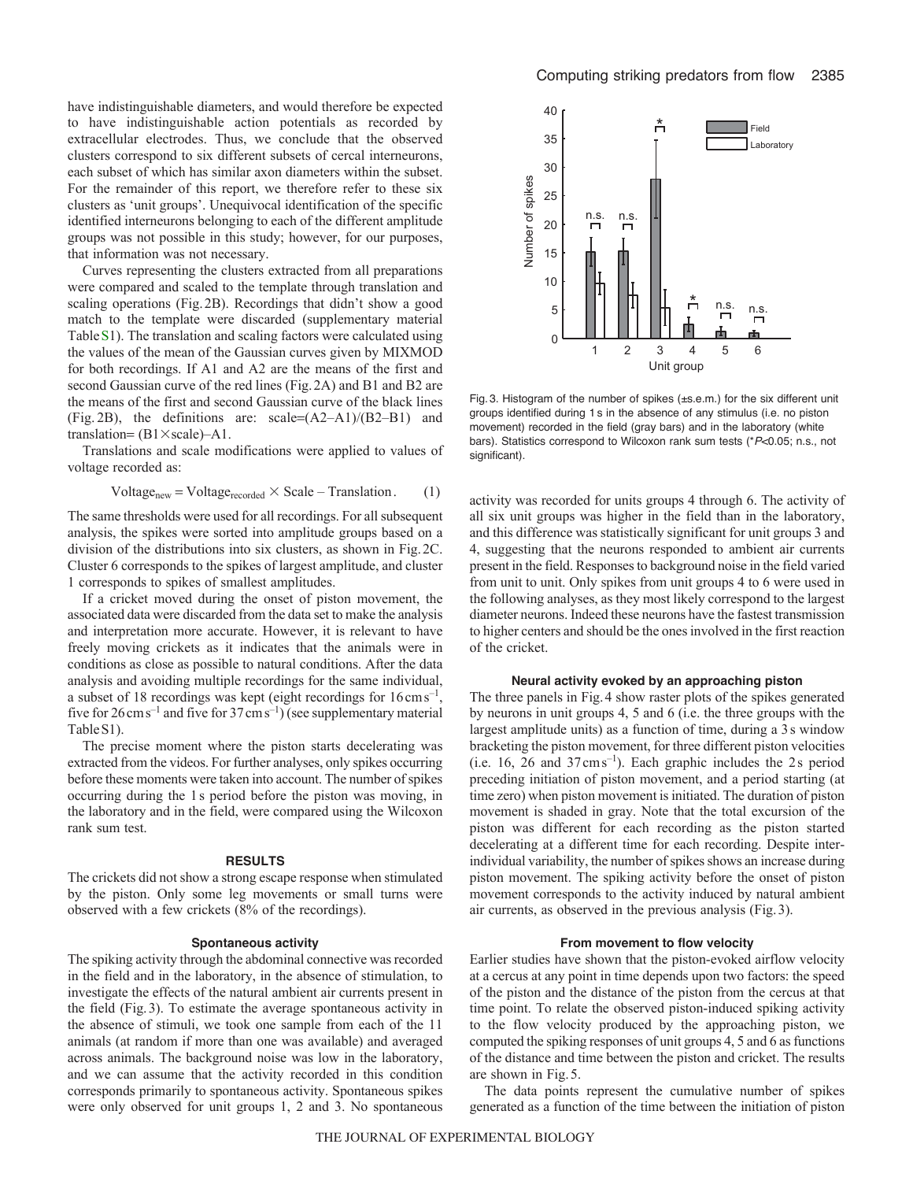have indistinguishable diameters, and would therefore be expected to have indistinguishable action potentials as recorded by extracellular electrodes. Thus, we conclude that the observed clusters correspond to six different subsets of cercal interneurons, each subset of which has similar axon diameters within the subset. For the remainder of this report, we therefore refer to these six clusters as 'unit groups'. Unequivocal identification of the specific identified interneurons belonging to each of the different amplitude groups was not possible in this study; however, for our purposes, that information was not necessary.

Curves representing the clusters extracted from all preparations were compared and scaled to the template through translation and scaling operations (Fig. 2B). Recordings that didn't show a good match to the template were discarded (supplementary material Table S1). The translation and scaling factors were calculated using the values of the mean of the Gaussian curves given by MIXMOD for both recordings. If A1 and A2 are the means of the first and second Gaussian curve of the red lines (Fig. 2A) and B1 and B2 are the means of the first and second Gaussian curve of the black lines (Fig. 2B), the definitions are: scale=(A2–A1)/(B2–B1) and translation= (B1×scale)–A1.

Translations and scale modifications were applied to values of voltage recorded as:

$$\mathrm{Voltage}_{\mathrm{new}} = \mathrm{Voltage}_{\mathrm{recorded}} \times \mathrm{Scale} - \mathrm{Translation}. \qquad (1)$$

The same thresholds were used for all recordings. For all subsequent analysis, the spikes were sorted into amplitude groups based on a division of the distributions into six clusters, as shown in Fig. 2C. Cluster 6 corresponds to the spikes of largest amplitude, and cluster 1 corresponds to spikes of smallest amplitudes.

If a cricket moved during the onset of piston movement, the associated data were discarded from the data set to make the analysis and interpretation more accurate. However, it is relevant to have freely moving crickets as it indicates that the animals were in conditions as close as possible to natural conditions. After the data analysis and avoiding multiple recordings for the same individual, a subset of 18 recordings was kept (eight recordings for 16 cm s$^{-1}$, five for 26 cm s$^{-1}$ and five for 37 cm s$^{-1}$) (see supplementary material Table S1).

The precise moment where the piston starts decelerating was extracted from the videos. For further analyses, only spikes occurring before these moments were taken into account. The number of spikes occurring during the 1 s period before the piston was moving, in the laboratory and in the field, were compared using the Wilcoxon rank sum test.

## RESULTS

The crickets did not show a strong escape response when stimulated by the piston. Only some leg movements or small turns were observed with a few crickets (8% of the recordings).

### Spontaneous activity

The spiking activity through the abdominal connective was recorded in the field and in the laboratory, in the absence of stimulation, to investigate the effects of the natural ambient air currents present in the field (Fig. 3). To estimate the average spontaneous activity in the absence of stimuli, we took one sample from each of the 11 animals (at random if more than one was available) and averaged across animals. The background noise was low in the laboratory, and we can assume that the activity recorded in this condition corresponds primarily to spontaneous activity. Spontaneous spikes were only observed for unit groups 1, 2 and 3. No spontaneous activity was recorded for units groups 4 through 6. The activity of all six unit groups was higher in the field than in the laboratory, and this difference was statistically significant for unit groups 3 and 4, suggesting that the neurons responded to ambient air currents present in the field. Responses to background noise in the field varied from unit to unit. Only spikes from unit groups 4 to 6 were used in the following analyses, as they most likely correspond to the largest diameter neurons. Indeed these neurons have the fastest transmission to higher centers and should be the ones involved in the first reaction of the cricket.

Fig. 3. Histogram of the number of spikes (±s.e.m.) for the six different unit groups identified during 1 s in the absence of any stimulus (i.e. no piston movement) recorded in the field (gray bars) and in the laboratory (white bars). Statistics correspond to Wilcoxon rank sum tests (*$P$<0.05; n.s., not significant).

### Neural activity evoked by an approaching piston

The three panels in Fig. 4 show raster plots of the spikes generated by neurons in unit groups 4, 5 and 6 (i.e. the three groups with the largest amplitude units) as a function of time, during a 3 s window bracketing the piston movement, for three different piston velocities (i.e. 16, 26 and 37 cm s$^{-1}$). Each graphic includes the 2 s period preceding initiation of piston movement, and a period starting (at time zero) when piston movement is initiated. The duration of piston movement is shaded in gray. Note that the total excursion of the piston was different for each recording as the piston started decelerating at a different time for each recording. Despite inter-individual variability, the number of spikes shows an increase during piston movement. The spiking activity before the onset of piston movement corresponds to the activity induced by natural ambient air currents, as observed in the previous analysis (Fig. 3).

### From movement to flow velocity

Earlier studies have shown that the piston-evoked airflow velocity at a cercus at any point in time depends upon two factors: the speed of the piston and the distance of the piston from the cercus at that time point. To relate the observed piston-induced spiking activity to the flow velocity produced by the approaching piston, we computed the spiking responses of unit groups 4, 5 and 6 as functions of the distance and time between the piston and cricket. The results are shown in Fig. 5.

The data points represent the cumulative number of spikes generated as a function of the time between the initiation of piston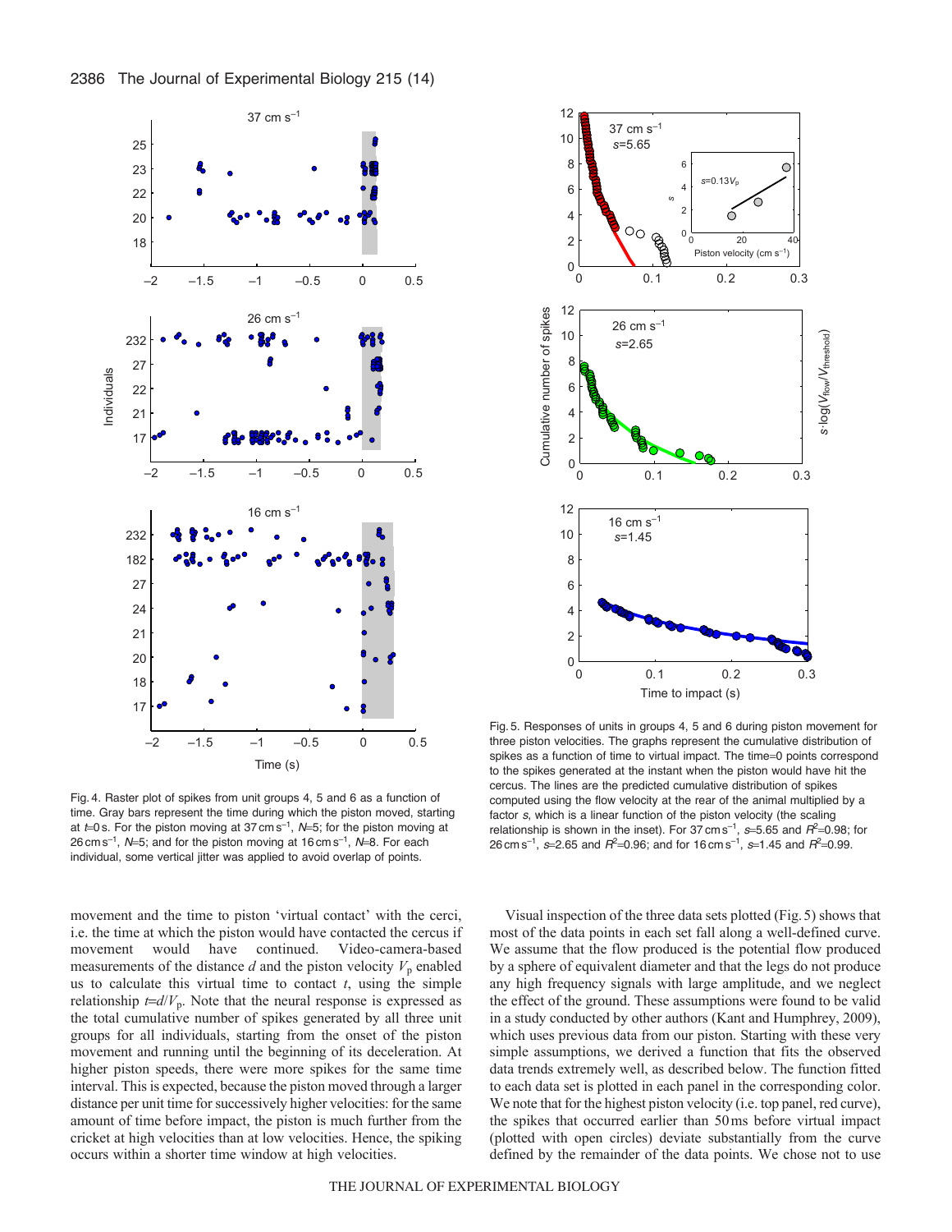Fig. 4. Raster plot of spikes from unit groups 4, 5 and 6 as a function of time. Gray bars represent the time during which the piston moved, starting at $t$=0 s. For the piston moving at 37 cm s$^{-1}$, $N$=5; for the piston moving at 26 cm s$^{-1}$, $N$=5; and for the piston moving at 16 cm s$^{-1}$, $N$=8. For each individual, some vertical jitter was applied to avoid overlap of points.

Fig. 5. Responses of units in groups 4, 5 and 6 during piston movement for three piston velocities. The graphs represent the cumulative distribution of spikes as a function of time to virtual impact. The time=0 points correspond to the spikes generated at the instant when the piston would have hit the cercus. The lines are the predicted cumulative distribution of spikes computed using the flow velocity at the rear of the animal multiplied by a factor $s$, which is a linear function of the piston velocity (the scaling relationship is shown in the inset). For 37 cm s$^{-1}$, $s$=5.65 and $R^2$=0.98; for 26 cm s$^{-1}$, $s$=2.65 and $R^2$=0.96; and for 16 cm s$^{-1}$, $s$=1.45 and $R^2$=0.99.

movement and the time to piston 'virtual contact' with the cerci, i.e. the time at which the piston would have contacted the cercus if movement would have continued. Video-camera-based measurements of the distance $d$ and the piston velocity $V_p$ enabled us to calculate this virtual time to contact $t$, using the simple relationship $t=d/V_p$. Note that the neural response is expressed as the total cumulative number of spikes generated by all three unit groups for all individuals, starting from the onset of the piston movement and running until the beginning of its deceleration. At higher piston speeds, there were more spikes for the same time interval. This is expected, because the piston moved through a larger distance per unit time for successively higher velocities: for the same amount of time before impact, the piston is much further from the cricket at high velocities than at low velocities. Hence, the spiking occurs within a shorter time window at high velocities.

Visual inspection of the three data sets plotted (Fig. 5) shows that most of the data points in each set fall along a well-defined curve. We assume that the flow produced is the potential flow produced by a sphere of equivalent diameter and that the legs do not produce any high frequency signals with large amplitude, and we neglect the effect of the ground. These assumptions were found to be valid in a study conducted by other authors (Kant and Humphrey, 2009), which uses previous data from our piston. Starting with these very simple assumptions, we derived a function that fits the observed data trends extremely well, as described below. The function fitted to each data set is plotted in each panel in the corresponding color. We note that for the highest piston velocity (i.e. top panel, red curve), the spikes that occurred earlier than 50 ms before virtual impact (plotted with open circles) deviate substantially from the curve defined by the remainder of the data points. We chose not to use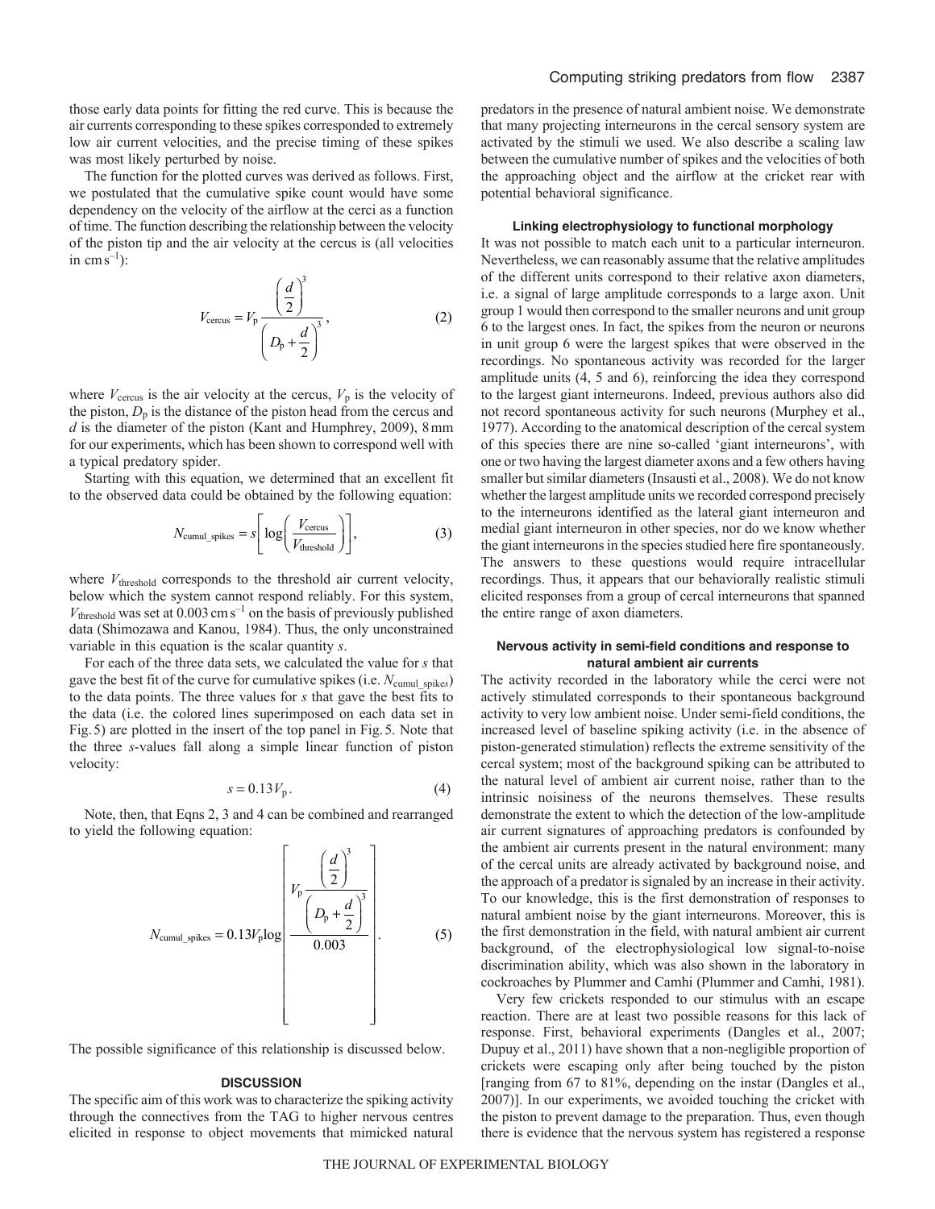those early data points for fitting the red curve. This is because the air currents corresponding to these spikes corresponded to extremely low air current velocities, and the precise timing of these spikes was most likely perturbed by noise.

The function for the plotted curves was derived as follows. First, we postulated that the cumulative spike count would have some dependency on the velocity of the airflow at the cerci as a function of time. The function describing the relationship between the velocity of the piston tip and the air velocity at the cercus is (all velocities in $\mathrm{cm\,s^{-1}}$):

$$V_{\mathrm{cercus}} = V_{\mathrm{p}} \frac{\left(\frac{d}{2}\right)^3}{\left(D_{\mathrm{p}} + \frac{d}{2}\right)^3}, \tag{2}$$

where $V_{\mathrm{cercus}}$ is the air velocity at the cercus, $V_{\mathrm{p}}$ is the velocity of the piston, $D_{\mathrm{p}}$ is the distance of the piston head from the cercus and $d$ is the diameter of the piston (Kant and Humphrey, 2009), 8 mm for our experiments, which has been shown to correspond well with a typical predatory spider.

Starting with this equation, we determined that an excellent fit to the observed data could be obtained by the following equation:

$$N_{\mathrm{cumul\_spikes}} = s\left[\log\left(\frac{V_{\mathrm{cercus}}}{V_{\mathrm{threshold}}}\right)\right], \tag{3}$$

where $V_{\mathrm{threshold}}$ corresponds to the threshold air current velocity, below which the system cannot respond reliably. For this system, $V_{\mathrm{threshold}}$ was set at $0.003\,\mathrm{cm\,s^{-1}}$ on the basis of previously published data (Shimozawa and Kanou, 1984). Thus, the only unconstrained variable in this equation is the scalar quantity $s$.

For each of the three data sets, we calculated the value for $s$ that gave the best fit of the curve for cumulative spikes (i.e. $N_{\mathrm{cumul\_spikes}}$) to the data points. The three values for $s$ that gave the best fits to the data (i.e. the colored lines superimposed on each data set in Fig. 5) are plotted in the insert of the top panel in Fig. 5. Note that the three $s$-values fall along a simple linear function of piston velocity:

$$s = 0.13 V_{\mathrm{p}}. \tag{4}$$

Note, then, that Eqns 2, 3 and 4 can be combined and rearranged to yield the following equation:

$$N_{\mathrm{cumul\_spikes}} = 0.13 V_{\mathrm{p}} \log\left[\frac{V_{\mathrm{p}} \frac{\left(\frac{d}{2}\right)^3}{\left(D_{\mathrm{p}} + \frac{d}{2}\right)^3}}{0.003}\right]. \tag{5}$$

The possible significance of this relationship is discussed below.

## DISCUSSION

The specific aim of this work was to characterize the spiking activity through the connectives from the TAG to higher nervous centres elicited in response to object movements that mimicked natural predators in the presence of natural ambient noise. We demonstrate that many projecting interneurons in the cercal sensory system are activated by the stimuli we used. We also describe a scaling law between the cumulative number of spikes and the velocities of both the approaching object and the airflow at the cricket rear with potential behavioral significance.

### Linking electrophysiology to functional morphology

It was not possible to match each unit to a particular interneuron. Nevertheless, we can reasonably assume that the relative amplitudes of the different units correspond to their relative axon diameters, i.e. a signal of large amplitude corresponds to a large axon. Unit group 1 would then correspond to the smaller neurons and unit group 6 to the largest ones. In fact, the spikes from the neuron or neurons in unit group 6 were the largest spikes that were observed in the recordings. No spontaneous activity was recorded for the larger amplitude units (4, 5 and 6), reinforcing the idea they correspond to the largest giant interneurons. Indeed, previous authors also did not record spontaneous activity for such neurons (Murphey et al., 1977). According to the anatomical description of the cercal system of this species there are nine so-called 'giant interneurons', with one or two having the largest diameter axons and a few others having smaller but similar diameters (Insausti et al., 2008). We do not know whether the largest amplitude units we recorded correspond precisely to the interneurons identified as the lateral giant interneuron and medial giant interneuron in other species, nor do we know whether the giant interneurons in the species studied here fire spontaneously. The answers to these questions would require intracellular recordings. Thus, it appears that our behaviorally realistic stimuli elicited responses from a group of cercal interneurons that spanned the entire range of axon diameters.

### Nervous activity in semi-field conditions and response to natural ambient air currents

The activity recorded in the laboratory while the cerci were not actively stimulated corresponds to their spontaneous background activity to very low ambient noise. Under semi-field conditions, the increased level of baseline spiking activity (i.e. in the absence of piston-generated stimulation) reflects the extreme sensitivity of the cercal system; most of the background spiking can be attributed to the natural level of ambient air current noise, rather than to the intrinsic noisiness of the neurons themselves. These results demonstrate the extent to which the detection of the low-amplitude air current signatures of approaching predators is confounded by the ambient air currents present in the natural environment: many of the cercal units are already activated by background noise, and the approach of a predator is signaled by an increase in their activity. To our knowledge, this is the first demonstration of responses to natural ambient noise by the giant interneurons. Moreover, this is the first demonstration in the field, with natural ambient air current background, of the electrophysiological low signal-to-noise discrimination ability, which was also shown in the laboratory in cockroaches by Plummer and Camhi (Plummer and Camhi, 1981).

Very few crickets responded to our stimulus with an escape reaction. There are at least two possible reasons for this lack of response. First, behavioral experiments (Dangles et al., 2007; Dupuy et al., 2011) have shown that a non-negligible proportion of crickets were escaping only after being touched by the piston [ranging from 67 to 81%, depending on the instar (Dangles et al., 2007)]. In our experiments, we avoided touching the cricket with the piston to prevent damage to the preparation. Thus, even though there is evidence that the nervous system has registered a response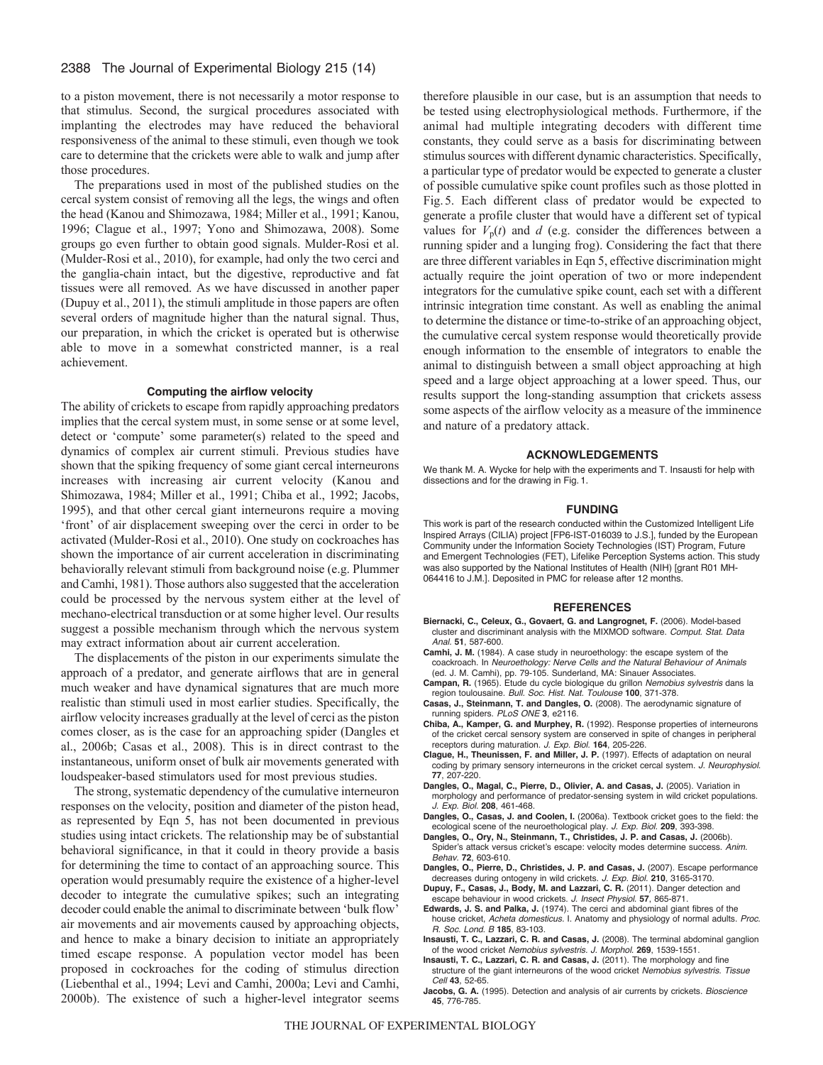to a piston movement, there is not necessarily a motor response to that stimulus. Second, the surgical procedures associated with implanting the electrodes may have reduced the behavioral responsiveness of the animal to these stimuli, even though we took care to determine that the crickets were able to walk and jump after those procedures.

The preparations used in most of the published studies on the cercal system consist of removing all the legs, the wings and often the head (Kanou and Shimozawa, 1984; Miller et al., 1991; Kanou, 1996; Clague et al., 1997; Yono and Shimozawa, 2008). Some groups go even further to obtain good signals. Mulder-Rosi et al. (Mulder-Rosi et al., 2010), for example, had only the two cerci and the ganglia-chain intact, but the digestive, reproductive and fat tissues were all removed. As we have discussed in another paper (Dupuy et al., 2011), the stimuli amplitude in those papers are often several orders of magnitude higher than the natural signal. Thus, our preparation, in which the cricket is operated but is otherwise able to move in a somewhat constricted manner, is a real achievement.

### Computing the airflow velocity

The ability of crickets to escape from rapidly approaching predators implies that the cercal system must, in some sense or at some level, detect or 'compute' some parameter(s) related to the speed and dynamics of complex air current stimuli. Previous studies have shown that the spiking frequency of some giant cercal interneurons increases with increasing air current velocity (Kanou and Shimozawa, 1984; Miller et al., 1991; Chiba et al., 1992; Jacobs, 1995), and that other cercal giant interneurons require a moving 'front' of air displacement sweeping over the cerci in order to be activated (Mulder-Rosi et al., 2010). One study on cockroaches has shown the importance of air current acceleration in discriminating behaviorally relevant stimuli from background noise (e.g. Plummer and Camhi, 1981). Those authors also suggested that the acceleration could be processed by the nervous system either at the level of mechano-electrical transduction or at some higher level. Our results suggest a possible mechanism through which the nervous system may extract information about air current acceleration.

The displacements of the piston in our experiments simulate the approach of a predator, and generate airflows that are in general much weaker and have dynamical signatures that are much more realistic than stimuli used in most earlier studies. Specifically, the airflow velocity increases gradually at the level of cerci as the piston comes closer, as is the case for an approaching spider (Dangles et al., 2006b; Casas et al., 2008). This is in direct contrast to the instantaneous, uniform onset of bulk air movements generated with loudspeaker-based stimulators used for most previous studies.

The strong, systematic dependency of the cumulative interneuron responses on the velocity, position and diameter of the piston head, as represented by Eqn 5, has not been documented in previous studies using intact crickets. The relationship may be of substantial behavioral significance, in that it could in theory provide a basis for determining the time to contact of an approaching source. This operation would presumably require the existence of a higher-level decoder to integrate the cumulative spikes; such an integrating decoder could enable the animal to discriminate between 'bulk flow' air movements and air movements caused by approaching objects, and hence to make a binary decision to initiate an appropriately timed escape response. A population vector model has been proposed in cockroaches for the coding of stimulus direction (Liebenthal et al., 1994; Levi and Camhi, 2000a; Levi and Camhi, 2000b). The existence of such a higher-level integrator seems therefore plausible in our case, but is an assumption that needs to be tested using electrophysiological methods. Furthermore, if the animal had multiple integrating decoders with different time constants, they could serve as a basis for discriminating between stimulus sources with different dynamic characteristics. Specifically, a particular type of predator would be expected to generate a cluster of possible cumulative spike count profiles such as those plotted in Fig. 5. Each different class of predator would be expected to generate a profile cluster that would have a different set of typical values for $V_p(t)$ and $d$ (e.g. consider the differences between a running spider and a lunging frog). Considering the fact that there are three different variables in Eqn 5, effective discrimination might actually require the joint operation of two or more independent integrators for the cumulative spike count, each set with a different intrinsic integration time constant. As well as enabling the animal to determine the distance or time-to-strike of an approaching object, the cumulative cercal system response would theoretically provide enough information to the ensemble of integrators to enable the animal to distinguish between a small object approaching at high speed and a large object approaching at a lower speed. Thus, our results support the long-standing assumption that crickets assess some aspects of the airflow velocity as a measure of the imminence and nature of a predatory attack.

### ACKNOWLEDGEMENTS

We thank M. A. Wycke for help with the experiments and T. Insausti for help with dissections and for the drawing in Fig. 1.

### FUNDING

This work is part of the research conducted within the Customized Intelligent Life Inspired Arrays (CILIA) project [FP6-IST-016039 to J.S.], funded by the European Community under the Information Society Technologies (IST) Program, Future and Emergent Technologies (FET), Lifelike Perception Systems action. This study was also supported by the National Institutes of Health (NIH) [grant R01 MH-064416 to J.M.]. Deposited in PMC for release after 12 months.

### REFERENCES

**Biernacki, C., Celeux, G., Govaert, G. and Langrognet, F.** (2006). Model-based cluster and discriminant analysis with the MIXMOD software. *Comput. Stat. Data Anal.* **51**, 587-600.

**Camhi, J. M.** (1984). A case study in neuroethology: the escape system of the coackroach. In *Neuroethology: Nerve Cells and the Natural Behaviour of Animals* (ed. J. M. Camhi), pp. 79-105. Sunderland, MA: Sinauer Associates.

**Campan, R.** (1965). Etude du cycle biologique du grillon *Nemobius sylvestris* dans la region toulousaine. *Bull. Soc. Hist. Nat. Toulouse* **100**, 371-378.

**Casas, J., Steinmann, T. and Dangles, O.** (2008). The aerodynamic signature of running spiders. *PLoS ONE* **3**, e2116.

**Chiba, A., Kamper, G. and Murphey, R.** (1992). Response properties of interneurons of the cricket cercal sensory system are conserved in spite of changes in peripheral receptors during maturation. *J. Exp. Biol.* **164**, 205-226.

**Clague, H., Theunissen, F. and Miller, J. P.** (1997). Effects of adaptation on neural coding by primary sensory interneurons in the cricket cercal system. *J. Neurophysiol.* **77**, 207-220.

**Dangles, O., Magal, C., Pierre, D., Olivier, A. and Casas, J.** (2005). Variation in morphology and performance of predator-sensing system in wild cricket populations. *J. Exp. Biol.* **208**, 461-468.

**Dangles, O., Casas, J. and Coolen, I.** (2006a). Textbook cricket goes to the field: the ecological scene of the neuroethological play. *J. Exp. Biol.* **209**, 393-398.

**Dangles, O., Ory, N., Steinmann, T., Christides, J. P. and Casas, J.** (2006b). Spider's attack versus cricket's escape: velocity modes determine success. *Anim. Behav.* **72**, 603-610.

**Dangles, O., Pierre, D., Christides, J. P. and Casas, J.** (2007). Escape performance decreases during ontogeny in wild crickets. *J. Exp. Biol.* **210**, 3165-3170.

**Dupuy, F., Casas, J., Body, M. and Lazzari, C. R.** (2011). Danger detection and escape behaviour in wood crickets. *J. Insect Physiol.* **57**, 865-871.

**Edwards, J. S. and Palka, J.** (1974). The cerci and abdominal giant fibres of the house cricket, *Acheta domesticus*. I. Anatomy and physiology of normal adults. *Proc. R. Soc. Lond. B* **185**, 83-103.

**Insausti, T. C., Lazzari, C. R. and Casas, J.** (2008). The terminal abdominal ganglion of the wood cricket *Nemobius sylvestris*. *J. Morphol.* **269**, 1539-1551.

**Insausti, T. C., Lazzari, C. R. and Casas, J.** (2011). The morphology and fine structure of the giant interneurons of the wood cricket *Nemobius sylvestris*. *Tissue Cell* **43**, 52-65.

**Jacobs, G. A.** (1995). Detection and analysis of air currents by crickets. *Bioscience* **45**, 776-785.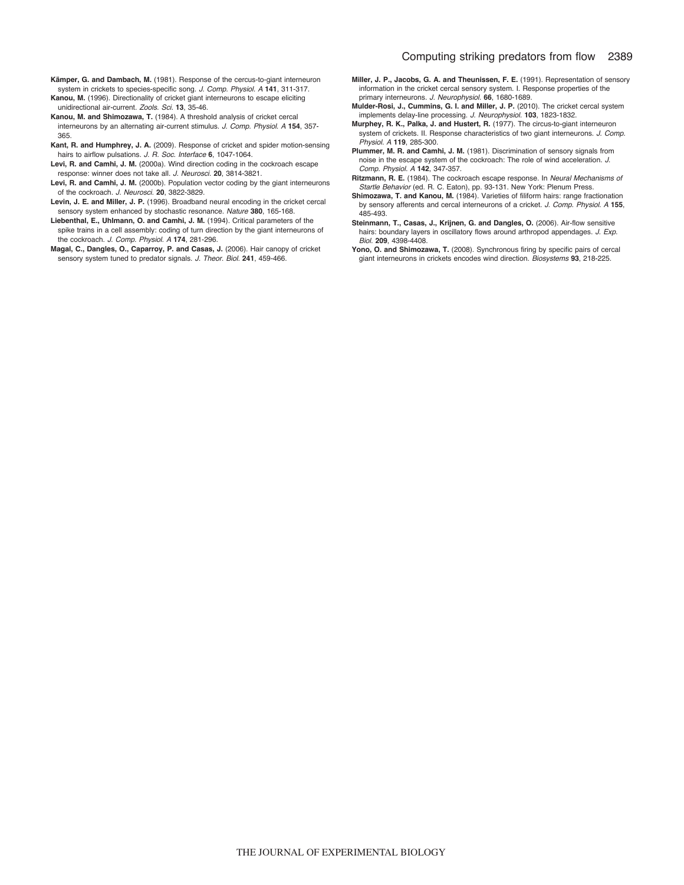**Kämper, G. and Dambach, M.** (1981). Response of the cercus-to-giant interneuron system in crickets to species-specific song. *J. Comp. Physiol. A* **141**, 311-317.

**Kanou, M.** (1996). Directionality of cricket giant interneurons to escape eliciting unidirectional air-current. *Zools. Sci.* **13**, 35-46.

**Kanou, M. and Shimozawa, T.** (1984). A threshold analysis of cricket cercal interneurons by an alternating air-current stimulus. *J. Comp. Physiol. A* **154**, 357-365.

**Kant, R. and Humphrey, J. A.** (2009). Response of cricket and spider motion-sensing hairs to airflow pulsations. *J. R. Soc. Interface* **6**, 1047-1064.

**Levi, R. and Camhi, J. M.** (2000a). Wind direction coding in the cockroach escape response: winner does not take all. *J. Neurosci.* **20**, 3814-3821.

**Levi, R. and Camhi, J. M.** (2000b). Population vector coding by the giant interneurons of the cockroach. *J. Neurosci.* **20**, 3822-3829.

**Levin, J. E. and Miller, J. P.** (1996). Broadband neural encoding in the cricket cercal sensory system enhanced by stochastic resonance. *Nature* **380**, 165-168.

**Liebenthal, E., Uhlmann, O. and Camhi, J. M.** (1994). Critical parameters of the spike trains in a cell assembly: coding of turn direction by the giant interneurons of the cockroach. *J. Comp. Physiol. A* **174**, 281-296.

**Magal, C., Dangles, O., Caparroy, P. and Casas, J.** (2006). Hair canopy of cricket sensory system tuned to predator signals. *J. Theor. Biol.* **241**, 459-466.

**Miller, J. P., Jacobs, G. A. and Theunissen, F. E.** (1991). Representation of sensory information in the cricket cercal sensory system. I. Response properties of the primary interneurons. *J. Neurophysiol.* **66**, 1680-1689.

**Mulder-Rosi, J., Cummins, G. I. and Miller, J. P.** (2010). The cricket cercal system implements delay-line processing. *J. Neurophysiol.* **103**, 1823-1832.

**Murphey, R. K., Palka, J. and Hustert, R.** (1977). The circus-to-giant interneuron system of crickets. II. Response characteristics of two giant interneurons. *J. Comp. Physiol. A* **119**, 285-300.

**Plummer, M. R. and Camhi, J. M.** (1981). Discrimination of sensory signals from noise in the escape system of the cockroach: The role of wind acceleration. *J. Comp. Physiol. A* **142**, 347-357.

**Ritzmann, R. E.** (1984). The cockroach escape response. In *Neural Mechanisms of Startle Behavior* (ed. R. C. Eaton), pp. 93-131. New York: Plenum Press.

**Shimozawa, T. and Kanou, M.** (1984). Varieties of filiform hairs: range fractionation by sensory afferents and cercal interneurons of a cricket. *J. Comp. Physiol. A* **155**, 485-493.

**Steinmann, T., Casas, J., Krijnen, G. and Dangles, O.** (2006). Air-flow sensitive hairs: boundary layers in oscillatory flows around arthropod appendages. *J. Exp. Biol.* **209**, 4398-4408.

**Yono, O. and Shimozawa, T.** (2008). Synchronous firing by specific pairs of cercal giant interneurons in crickets encodes wind direction. *Biosystems* **93**, 218-225.